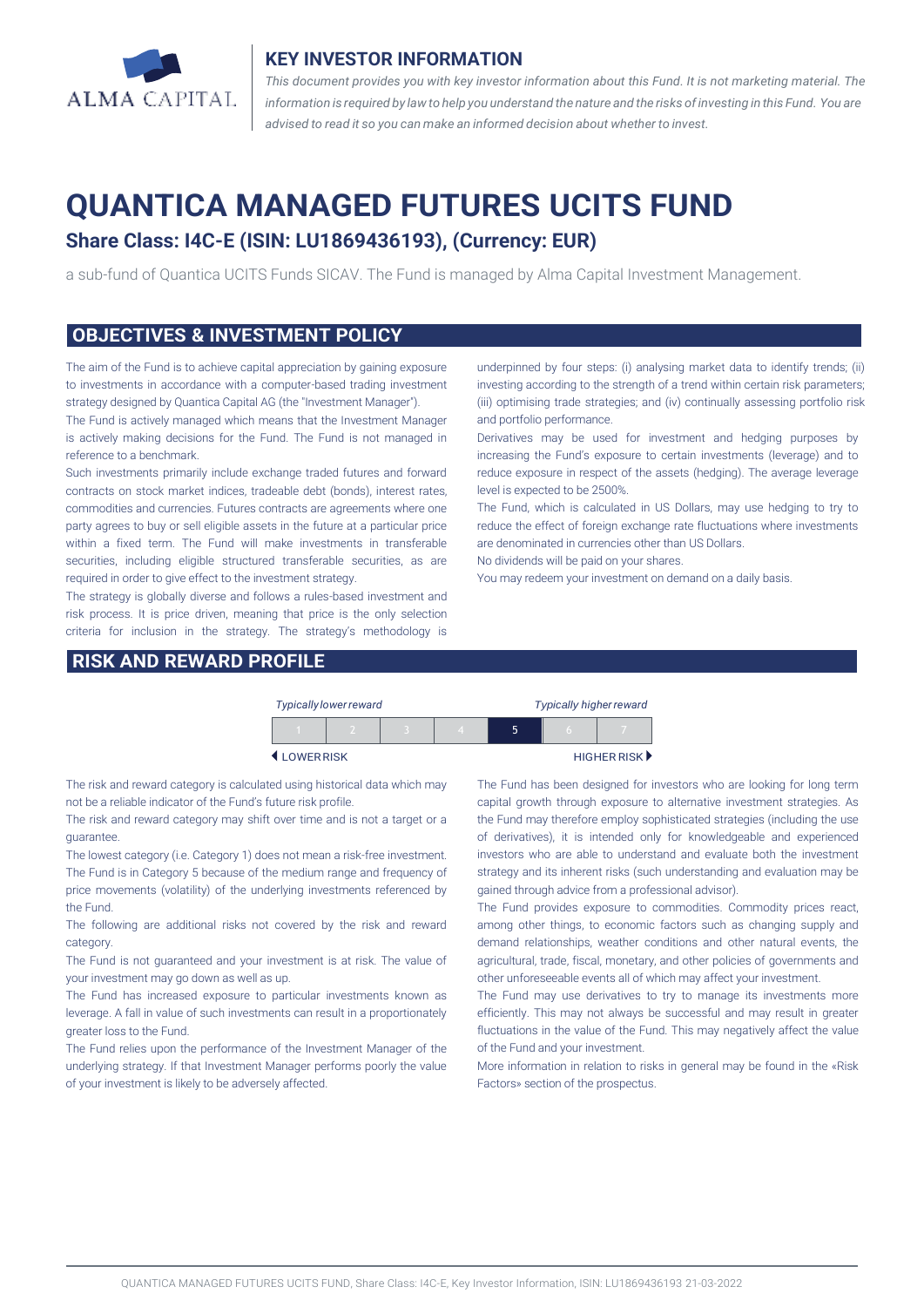## KEY INVESTOR INFORMATION

*This document provides you with key investor information about this Fund. It is not marketing material. The information is required by law to help you understand the nature and the risks of investing in this Fund. You are advised to read it so you can make an informed decision about whether to invest.*

# QUANTICA MANAGED FUTURES UCITS FUND

### Share Class: I4C-E (ISIN: LU1869436193), (Currency: EUR)

a sub-fund of Quantica UCITS Funds SICAV. The Fund is managed by Alma Capital Investment Management.

## OBJECTIVES & INVESTMENT POLICY

The aim of the Fund is to achieve capital appreciation by gaining exposure to investments in accordance with a computer-based trading investment strategy designed by Quantica Capital AG (the "Investment Manager").

The Fund is actively managed which means that the Investment Manager is actively making decisions for the Fund. The Fund is not managed in reference to a benchmark.

Such investments primarily include exchange traded futures and forward contracts on stock market indices, tradeable debt (bonds), interest rates, commodities and currencies. Futures contracts are agreements where one party agrees to buy or sell eligible assets in the future at a particular price within a fixed term. The Fund will make investments in transferable securities, including eligible structured transferable securities, as are required in order to give effect to the investment strategy.

The strategy is globally diverse and follows a rules-based investment and risk process. It is price driven, meaning that price is the only selection criteria for inclusion in the strategy. The strategy's methodology is underpinned by four steps: (i) analysing market data to identify trends; (ii) investing according to the strength of a trend within certain risk parameters; (iii) optimising trade strategies; and (iv) continually assessing portfolio risk and portfolio performance.

Derivatives may be used for investment and hedging purposes by increasing the Fund's exposure to certain investments (leverage) and to reduce exposure in respect of the assets (hedging). The average leverage level is expected to be 2500%.

The Fund, which is calculated in US Dollars, may use hedging to try to reduce the effect of foreign exchange rate fluctuations where investments are denominated in currencies other than US Dollars.

No dividends will be paid on your shares.

You may redeem your investment on demand on a daily basis.

## RISK AND REWARD PROFILE

| *Typically lower reward* | | | | | | *Typically higher reward* |
|---|---|---|---|---|---|---|
| 1 | 2 | 3 | 4 | **5** | 6 | 7 |
| ◄ LOWER RISK | | | | | | HIGHER RISK ► |

The risk and reward category is calculated using historical data which may not be a reliable indicator of the Fund's future risk profile.

The risk and reward category may shift over time and is not a target or a guarantee.

The lowest category (i.e. Category 1) does not mean a risk-free investment.

The Fund is in Category 5 because of the medium range and frequency of price movements (volatility) of the underlying investments referenced by the Fund.

The following are additional risks not covered by the risk and reward category.

The Fund is not guaranteed and your investment is at risk. The value of your investment may go down as well as up.

The Fund has increased exposure to particular investments known as leverage. A fall in value of such investments can result in a proportionately greater loss to the Fund.

The Fund relies upon the performance of the Investment Manager of the underlying strategy. If that Investment Manager performs poorly the value of your investment is likely to be adversely affected.

The Fund has been designed for investors who are looking for long term capital growth through exposure to alternative investment strategies. As the Fund may therefore employ sophisticated strategies (including the use of derivatives), it is intended only for knowledgeable and experienced investors who are able to understand and evaluate both the investment strategy and its inherent risks (such understanding and evaluation may be gained through advice from a professional advisor).

The Fund provides exposure to commodities. Commodity prices react, among other things, to economic factors such as changing supply and demand relationships, weather conditions and other natural events, the agricultural, trade, fiscal, monetary, and other policies of governments and other unforeseeable events all of which may affect your investment.

The Fund may use derivatives to try to manage its investments more efficiently. This may not always be successful and may result in greater fluctuations in the value of the Fund. This may negatively affect the value of the Fund and your investment.

More information in relation to risks in general may be found in the «Risk Factors» section of the prospectus.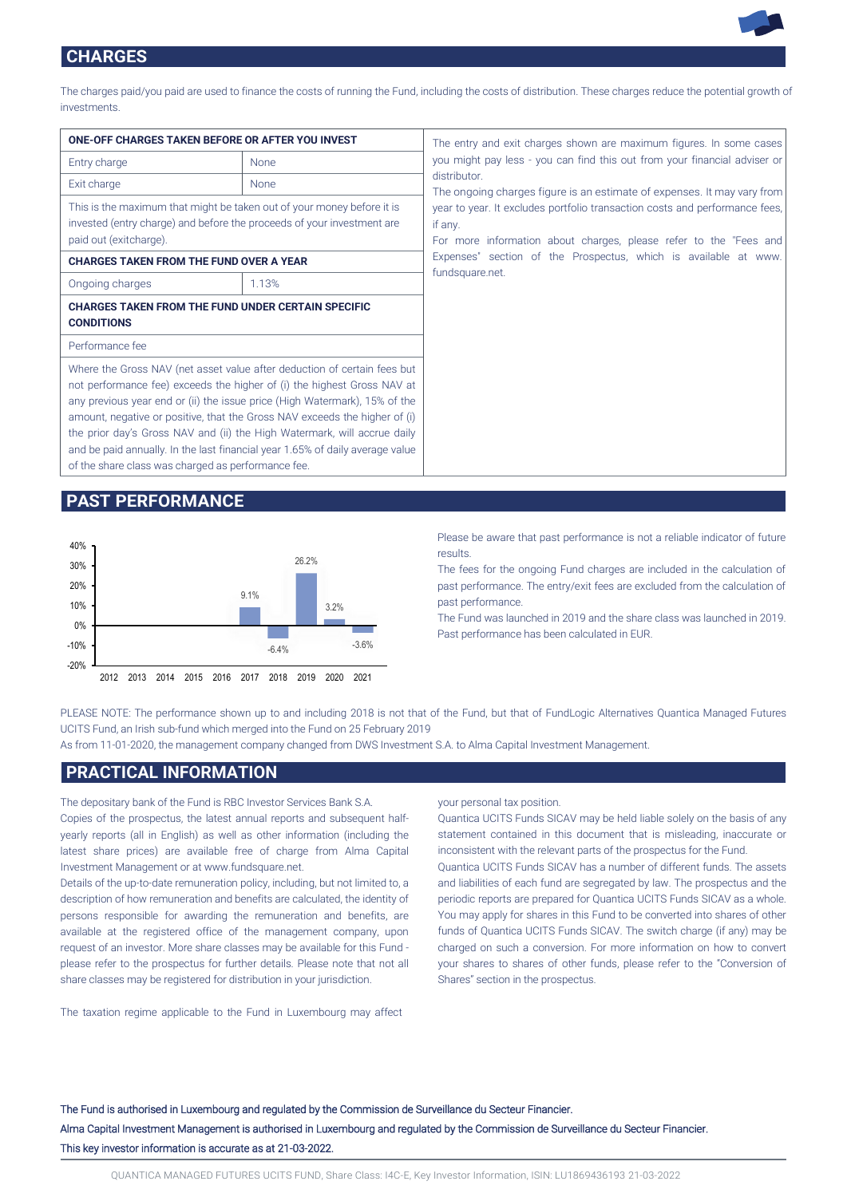## CHARGES

The charges paid/you paid are used to finance the costs of running the Fund, including the costs of distribution. These charges reduce the potential growth of investments.

| ONE-OFF CHARGES TAKEN BEFORE OR AFTER YOU INVEST | |
|---|---|
| Entry charge | None |
| Exit charge | None |
| This is the maximum that might be taken out of your money before it is invested (entry charge) and before the proceeds of your investment are paid out (exitcharge). | |
| **CHARGES TAKEN FROM THE FUND OVER A YEAR** | |
| Ongoing charges | 1.13% |
| **CHARGES TAKEN FROM THE FUND UNDER CERTAIN SPECIFIC CONDITIONS** | |
| Performance fee | |
| Where the Gross NAV (net asset value after deduction of certain fees but not performance fee) exceeds the higher of (i) the highest Gross NAV at any previous year end or (ii) the issue price (High Watermark), 15% of the amount, negative or positive, that the Gross NAV exceeds the higher of (i) the prior day's Gross NAV and (ii) the High Watermark, will accrue daily and be paid annually. In the last financial year 1.65% of daily average value of the share class was charged as performance fee. | |

The entry and exit charges shown are maximum figures. In some cases you might pay less - you can find this out from your financial adviser or distributor.

The ongoing charges figure is an estimate of expenses. It may vary from year to year. It excludes portfolio transaction costs and performance fees, if any.

For more information about charges, please refer to the "Fees and Expenses" section of the Prospectus, which is available at www.fundsquare.net.

## PAST PERFORMANCE

40%
30%
20%
10%
0%
-10%
-20%

2012 2013 2014 2015 2016 2017 2018 2019 2020 2021

9.1%
-6.4%
26.2%
3.2%
-3.6%

Please be aware that past performance is not a reliable indicator of future results.

The fees for the ongoing Fund charges are included in the calculation of past performance. The entry/exit fees are excluded from the calculation of past performance.

The Fund was launched in 2019 and the share class was launched in 2019. Past performance has been calculated in EUR.

PLEASE NOTE: The performance shown up to and including 2018 is not that of the Fund, but that of FundLogic Alternatives Quantica Managed Futures UCITS Fund, an Irish sub-fund which merged into the Fund on 25 February 2019

As from 11-01-2020, the management company changed from DWS Investment S.A. to Alma Capital Investment Management.

## PRACTICAL INFORMATION

The depositary bank of the Fund is RBC Investor Services Bank S.A.

Copies of the prospectus, the latest annual reports and subsequent half-yearly reports (all in English) as well as other information (including the latest share prices) are available free of charge from Alma Capital Investment Management or at www.fundsquare.net.

Details of the up-to-date remuneration policy, including, but not limited to, a description of how remuneration and benefits are calculated, the identity of persons responsible for awarding the remuneration and benefits, are available at the registered office of the management company, upon request of an investor. More share classes may be available for this Fund - please refer to the prospectus for further details. Please note that not all share classes may be registered for distribution in your jurisdiction.

The taxation regime applicable to the Fund in Luxembourg may affect your personal tax position.

Quantica UCITS Funds SICAV may be held liable solely on the basis of any statement contained in this document that is misleading, inaccurate or inconsistent with the relevant parts of the prospectus for the Fund.

Quantica UCITS Funds SICAV has a number of different funds. The assets and liabilities of each fund are segregated by law. The prospectus and the periodic reports are prepared for Quantica UCITS Funds SICAV as a whole. You may apply for shares in this Fund to be converted into shares of other funds of Quantica UCITS Funds SICAV. The switch charge (if any) may be charged on such a conversion. For more information on how to convert your shares to shares of other funds, please refer to the "Conversion of Shares" section in the prospectus.

The Fund is authorised in Luxembourg and regulated by the Commission de Surveillance du Secteur Financier.

Alma Capital Investment Management is authorised in Luxembourg and regulated by the Commission de Surveillance du Secteur Financier.

This key investor information is accurate as at 21-03-2022.